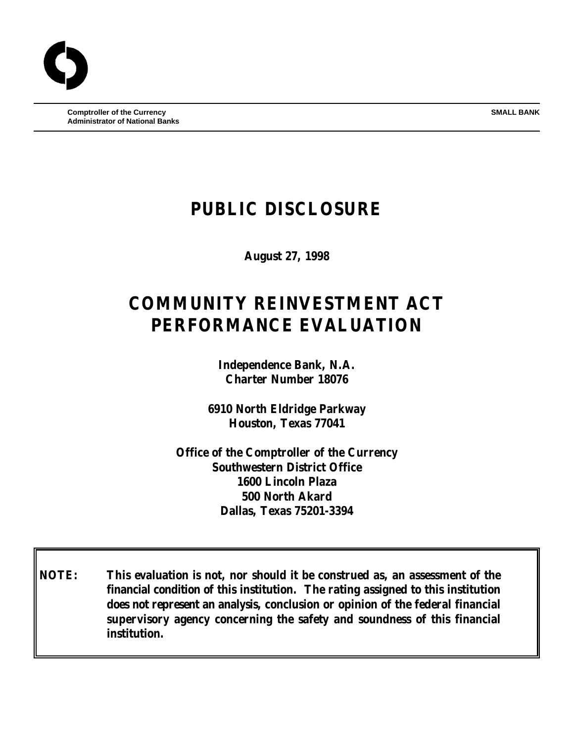Comptroller of the Currency
Administrator of National Banks

SMALL BANK

# PUBLIC DISCLOSURE

**August 27, 1998**

# COMMUNITY REINVESTMENT ACT PERFORMANCE EVALUATION

**Independence Bank, N.A.**
**Charter Number 18076**

**6910 North Eldridge Parkway**
**Houston, Texas 77041**

**Office of the Comptroller of the Currency**
**Southwestern District Office**
**1600 Lincoln Plaza**
**500 North Akard**
**Dallas, Texas 75201-3394**

**NOTE: This evaluation is not, nor should it be construed as, an assessment of the financial condition of this institution. The rating assigned to this institution does not represent an analysis, conclusion or opinion of the federal financial supervisory agency concerning the safety and soundness of this financial institution.**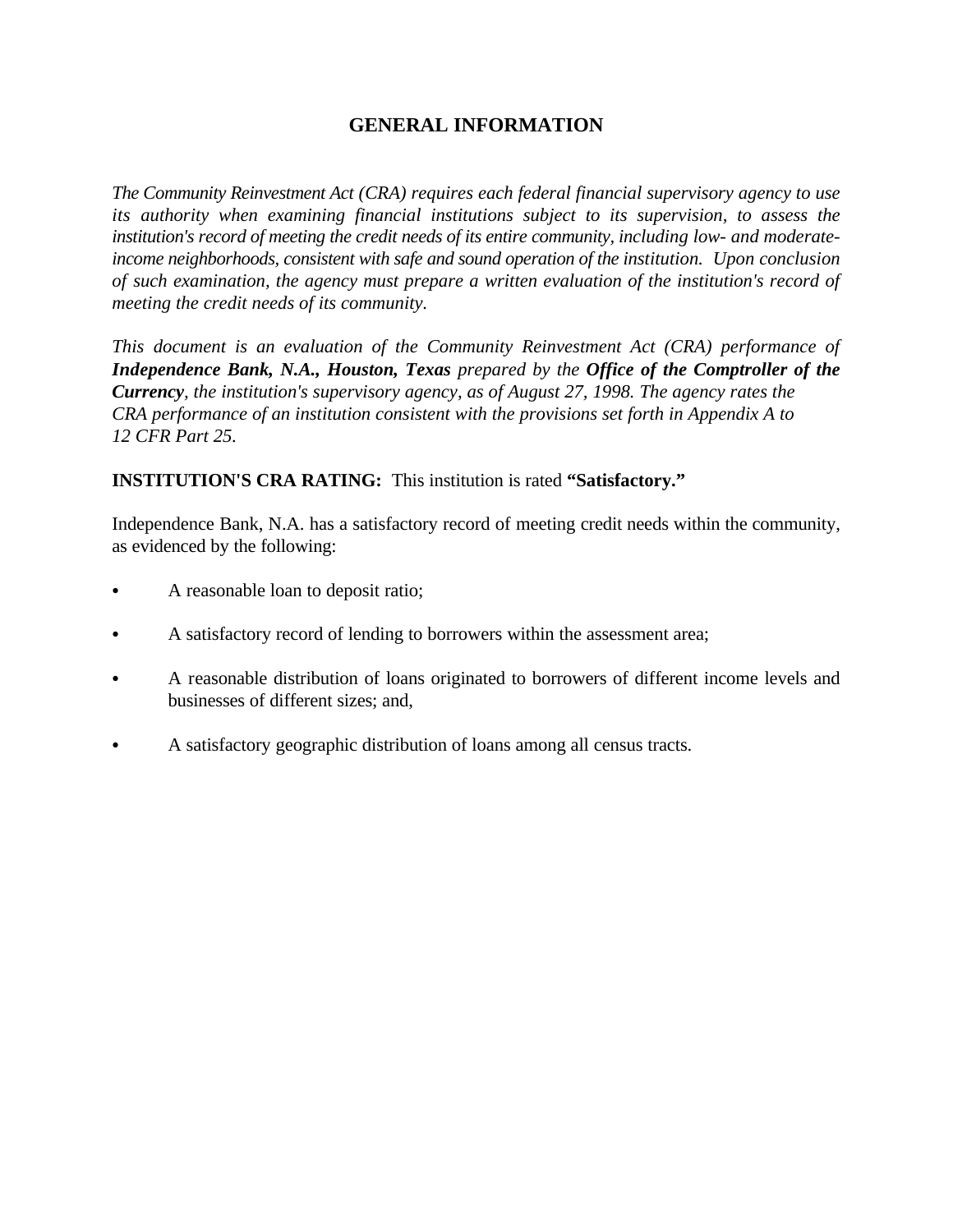# GENERAL INFORMATION

*The Community Reinvestment Act (CRA) requires each federal financial supervisory agency to use its authority when examining financial institutions subject to its supervision, to assess the institution's record of meeting the credit needs of its entire community, including low- and moderate-income neighborhoods, consistent with safe and sound operation of the institution. Upon conclusion of such examination, the agency must prepare a written evaluation of the institution's record of meeting the credit needs of its community.*

*This document is an evaluation of the Community Reinvestment Act (CRA) performance of **Independence Bank, N.A., Houston, Texas** prepared by the **Office of the Comptroller of the Currency**, the institution's supervisory agency, as of August 27, 1998. The agency rates the CRA performance of an institution consistent with the provisions set forth in Appendix A to 12 CFR Part 25.*

**INSTITUTION'S CRA RATING:** This institution is rated **"Satisfactory."**

Independence Bank, N.A. has a satisfactory record of meeting credit needs within the community, as evidenced by the following:

- A reasonable loan to deposit ratio;
- A satisfactory record of lending to borrowers within the assessment area;
- A reasonable distribution of loans originated to borrowers of different income levels and businesses of different sizes; and,
- A satisfactory geographic distribution of loans among all census tracts.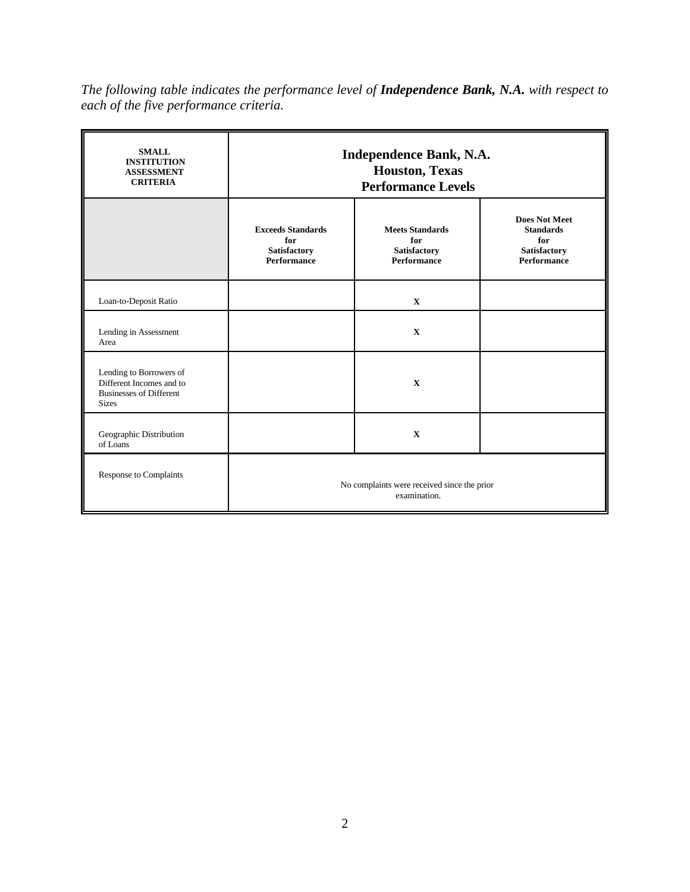*The following table indicates the performance level of **Independence Bank, N.A.** with respect to each of the five performance criteria.*

| **SMALL INSTITUTION ASSESSMENT CRITERIA** | **Independence Bank, N.A. Houston, Texas Performance Levels** | | |
|---|---|---|---|
| | **Exceeds Standards for Satisfactory Performance** | **Meets Standards for Satisfactory Performance** | **Does Not Meet Standards for Satisfactory Performance** |
| Loan-to-Deposit Ratio | | **X** | |
| Lending in Assessment Area | | **X** | |
| Lending to Borrowers of Different Incomes and to Businesses of Different Sizes | | **X** | |
| Geographic Distribution of Loans | | **X** | |
| Response to Complaints | No complaints were received since the prior examination. | | |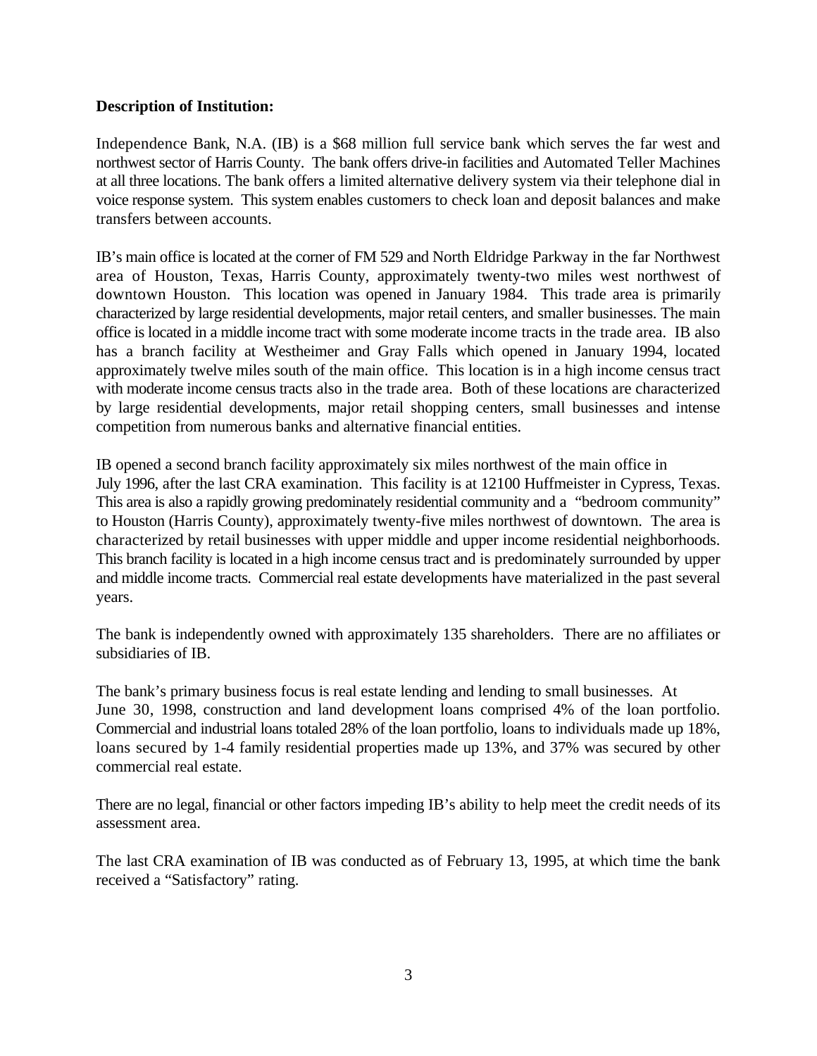**Description of Institution:**

Independence Bank, N.A. (IB) is a $68 million full service bank which serves the far west and northwest sector of Harris County. The bank offers drive-in facilities and Automated Teller Machines at all three locations. The bank offers a limited alternative delivery system via their telephone dial in voice response system. This system enables customers to check loan and deposit balances and make transfers between accounts.

IB's main office is located at the corner of FM 529 and North Eldridge Parkway in the far Northwest area of Houston, Texas, Harris County, approximately twenty-two miles west northwest of downtown Houston. This location was opened in January 1984. This trade area is primarily characterized by large residential developments, major retail centers, and smaller businesses. The main office is located in a middle income tract with some moderate income tracts in the trade area. IB also has a branch facility at Westheimer and Gray Falls which opened in January 1994, located approximately twelve miles south of the main office. This location is in a high income census tract with moderate income census tracts also in the trade area. Both of these locations are characterized by large residential developments, major retail shopping centers, small businesses and intense competition from numerous banks and alternative financial entities.

IB opened a second branch facility approximately six miles northwest of the main office in July 1996, after the last CRA examination. This facility is at 12100 Huffmeister in Cypress, Texas. This area is also a rapidly growing predominately residential community and a "bedroom community" to Houston (Harris County), approximately twenty-five miles northwest of downtown. The area is characterized by retail businesses with upper middle and upper income residential neighborhoods. This branch facility is located in a high income census tract and is predominately surrounded by upper and middle income tracts. Commercial real estate developments have materialized in the past several years.

The bank is independently owned with approximately 135 shareholders. There are no affiliates or subsidiaries of IB.

The bank's primary business focus is real estate lending and lending to small businesses. At June 30, 1998, construction and land development loans comprised 4% of the loan portfolio. Commercial and industrial loans totaled 28% of the loan portfolio, loans to individuals made up 18%, loans secured by 1-4 family residential properties made up 13%, and 37% was secured by other commercial real estate.

There are no legal, financial or other factors impeding IB's ability to help meet the credit needs of its assessment area.

The last CRA examination of IB was conducted as of February 13, 1995, at which time the bank received a "Satisfactory" rating.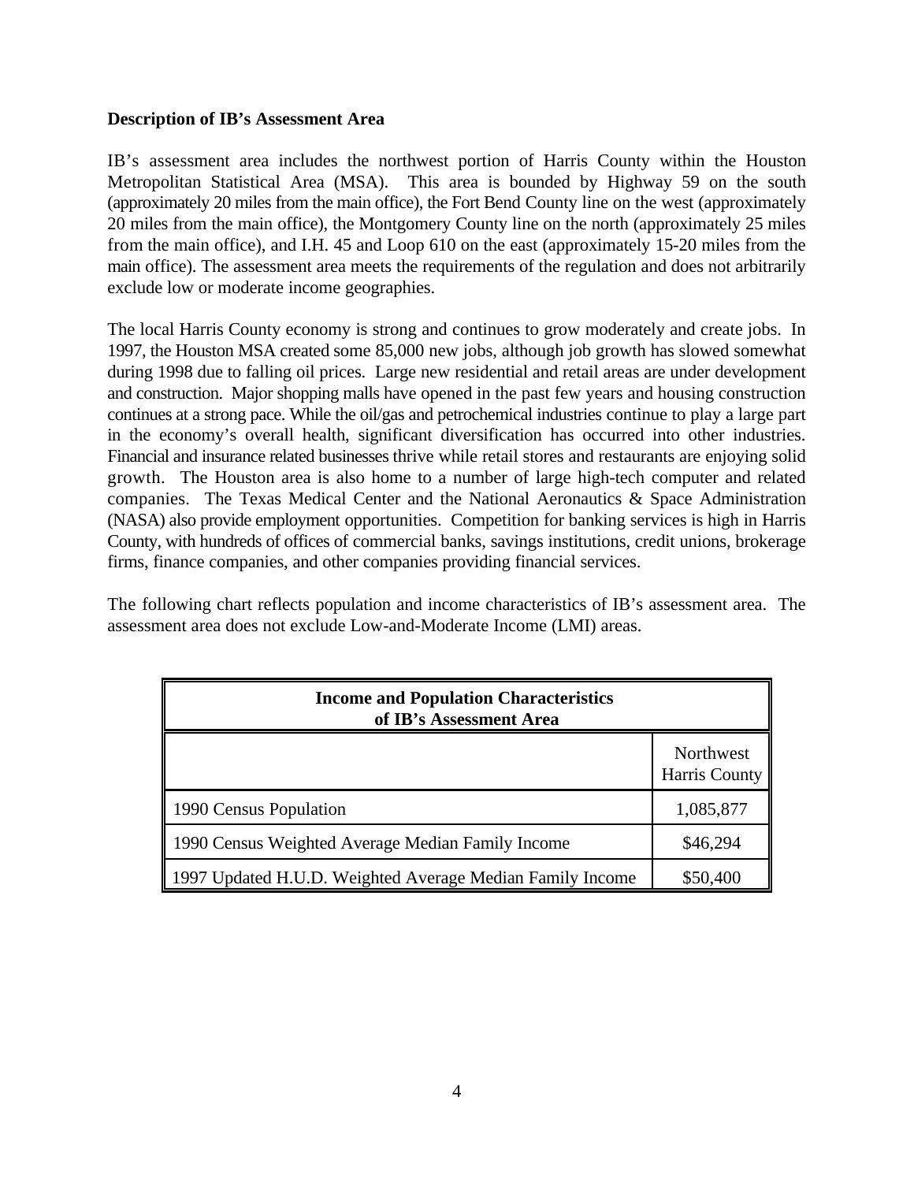**Description of IB's Assessment Area**

IB's assessment area includes the northwest portion of Harris County within the Houston Metropolitan Statistical Area (MSA). This area is bounded by Highway 59 on the south (approximately 20 miles from the main office), the Fort Bend County line on the west (approximately 20 miles from the main office), the Montgomery County line on the north (approximately 25 miles from the main office), and I.H. 45 and Loop 610 on the east (approximately 15-20 miles from the main office). The assessment area meets the requirements of the regulation and does not arbitrarily exclude low or moderate income geographies.

The local Harris County economy is strong and continues to grow moderately and create jobs. In 1997, the Houston MSA created some 85,000 new jobs, although job growth has slowed somewhat during 1998 due to falling oil prices. Large new residential and retail areas are under development and construction. Major shopping malls have opened in the past few years and housing construction continues at a strong pace. While the oil/gas and petrochemical industries continue to play a large part in the economy's overall health, significant diversification has occurred into other industries. Financial and insurance related businesses thrive while retail stores and restaurants are enjoying solid growth. The Houston area is also home to a number of large high-tech computer and related companies. The Texas Medical Center and the National Aeronautics & Space Administration (NASA) also provide employment opportunities. Competition for banking services is high in Harris County, with hundreds of offices of commercial banks, savings institutions, credit unions, brokerage firms, finance companies, and other companies providing financial services.

The following chart reflects population and income characteristics of IB's assessment area. The assessment area does not exclude Low-and-Moderate Income (LMI) areas.

| **Income and Population Characteristics of IB's Assessment Area** | |
|---|---|
| | Northwest Harris County |
| 1990 Census Population | 1,085,877 |
| 1990 Census Weighted Average Median Family Income | $46,294 |
| 1997 Updated H.U.D. Weighted Average Median Family Income | $50,400 |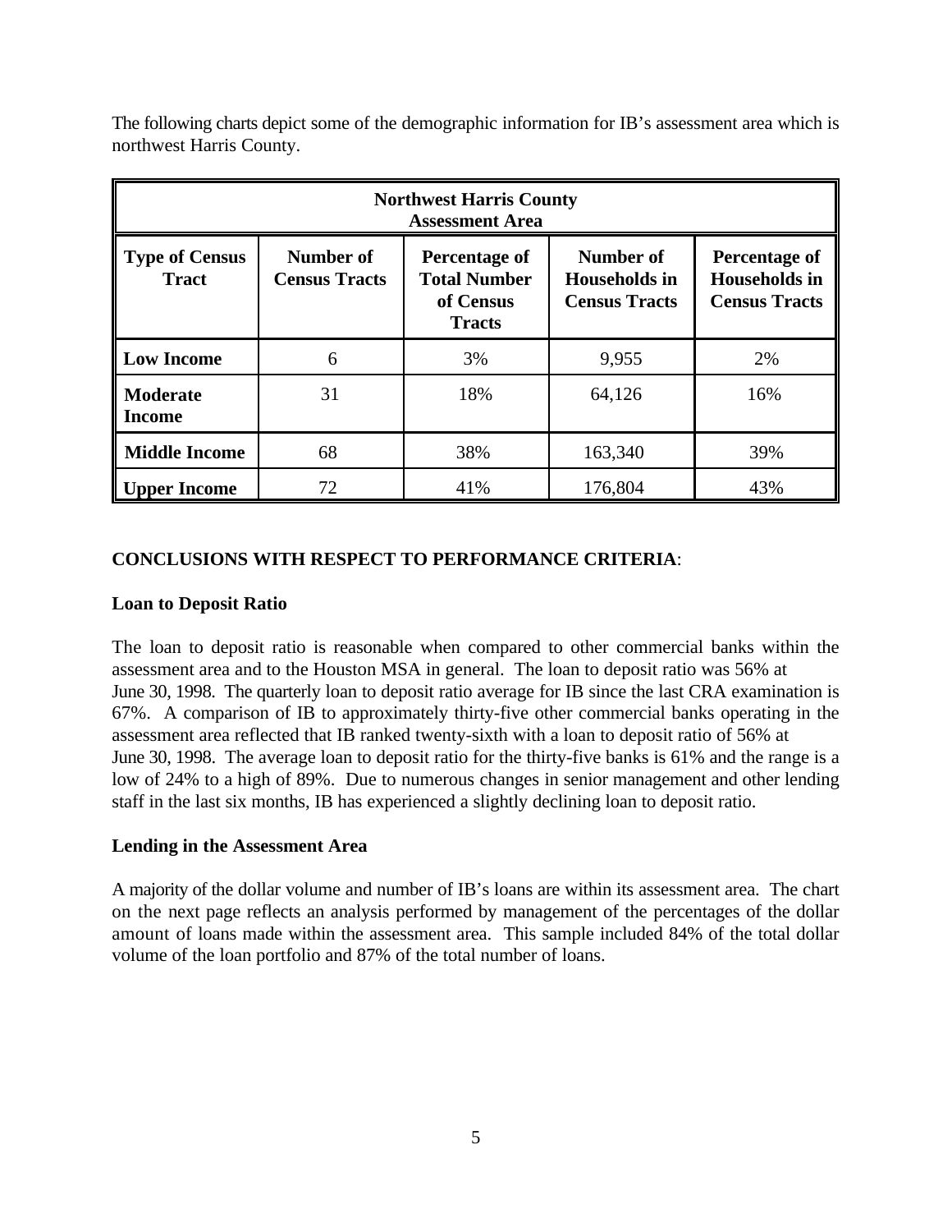The following charts depict some of the demographic information for IB's assessment area which is northwest Harris County.

| Northwest Harris County Assessment Area | | | | |
|---|---|---|---|---|
| **Type of Census Tract** | **Number of Census Tracts** | **Percentage of Total Number of Census Tracts** | **Number of Households in Census Tracts** | **Percentage of Households in Census Tracts** |
| **Low Income** | 6 | 3% | 9,955 | 2% |
| **Moderate Income** | 31 | 18% | 64,126 | 16% |
| **Middle Income** | 68 | 38% | 163,340 | 39% |
| **Upper Income** | 72 | 41% | 176,804 | 43% |

**CONCLUSIONS WITH RESPECT TO PERFORMANCE CRITERIA**:

**Loan to Deposit Ratio**

The loan to deposit ratio is reasonable when compared to other commercial banks within the assessment area and to the Houston MSA in general. The loan to deposit ratio was 56% at June 30, 1998. The quarterly loan to deposit ratio average for IB since the last CRA examination is 67%. A comparison of IB to approximately thirty-five other commercial banks operating in the assessment area reflected that IB ranked twenty-sixth with a loan to deposit ratio of 56% at June 30, 1998. The average loan to deposit ratio for the thirty-five banks is 61% and the range is a low of 24% to a high of 89%. Due to numerous changes in senior management and other lending staff in the last six months, IB has experienced a slightly declining loan to deposit ratio.

**Lending in the Assessment Area**

A majority of the dollar volume and number of IB's loans are within its assessment area. The chart on the next page reflects an analysis performed by management of the percentages of the dollar amount of loans made within the assessment area. This sample included 84% of the total dollar volume of the loan portfolio and 87% of the total number of loans.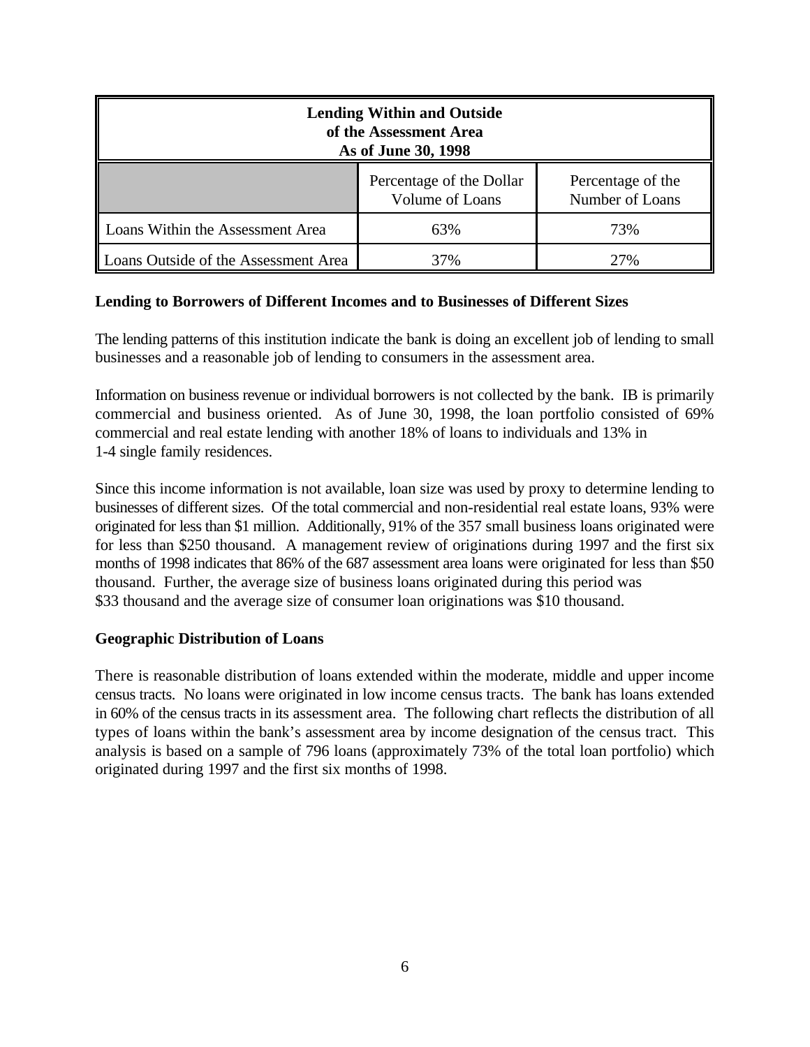| Lending Within and Outside of the Assessment Area As of June 30, 1998 | | |
|---|---|---|
| | Percentage of the Dollar Volume of Loans | Percentage of the Number of Loans |
| Loans Within the Assessment Area | 63% | 73% |
| Loans Outside of the Assessment Area | 37% | 27% |

**Lending to Borrowers of Different Incomes and to Businesses of Different Sizes**

The lending patterns of this institution indicate the bank is doing an excellent job of lending to small businesses and a reasonable job of lending to consumers in the assessment area.

Information on business revenue or individual borrowers is not collected by the bank. IB is primarily commercial and business oriented. As of June 30, 1998, the loan portfolio consisted of 69% commercial and real estate lending with another 18% of loans to individuals and 13% in 1-4 single family residences.

Since this income information is not available, loan size was used by proxy to determine lending to businesses of different sizes. Of the total commercial and non-residential real estate loans, 93% were originated for less than $1 million. Additionally, 91% of the 357 small business loans originated were for less than $250 thousand. A management review of originations during 1997 and the first six months of 1998 indicates that 86% of the 687 assessment area loans were originated for less than $50 thousand. Further, the average size of business loans originated during this period was $33 thousand and the average size of consumer loan originations was $10 thousand.

**Geographic Distribution of Loans**

There is reasonable distribution of loans extended within the moderate, middle and upper income census tracts. No loans were originated in low income census tracts. The bank has loans extended in 60% of the census tracts in its assessment area. The following chart reflects the distribution of all types of loans within the bank's assessment area by income designation of the census tract. This analysis is based on a sample of 796 loans (approximately 73% of the total loan portfolio) which originated during 1997 and the first six months of 1998.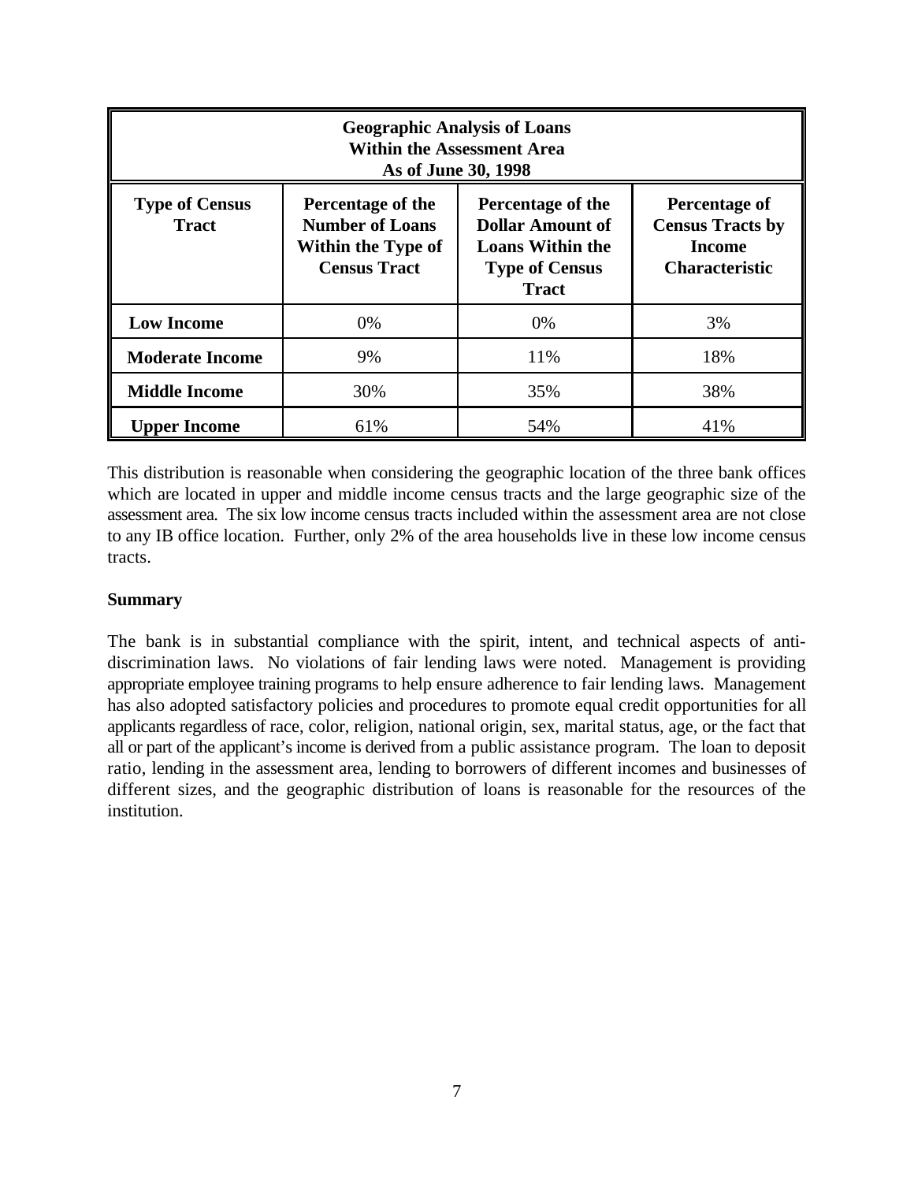| Geographic Analysis of Loans Within the Assessment Area As of June 30, 1998 | | | |
|---|---|---|---|
| **Type of Census Tract** | **Percentage of the Number of Loans Within the Type of Census Tract** | **Percentage of the Dollar Amount of Loans Within the Type of Census Tract** | **Percentage of Census Tracts by Income Characteristic** |
| **Low Income** | 0% | 0% | 3% |
| **Moderate Income** | 9% | 11% | 18% |
| **Middle Income** | 30% | 35% | 38% |
| **Upper Income** | 61% | 54% | 41% |

This distribution is reasonable when considering the geographic location of the three bank offices which are located in upper and middle income census tracts and the large geographic size of the assessment area. The six low income census tracts included within the assessment area are not close to any IB office location. Further, only 2% of the area households live in these low income census tracts.

**Summary**

The bank is in substantial compliance with the spirit, intent, and technical aspects of anti-discrimination laws. No violations of fair lending laws were noted. Management is providing appropriate employee training programs to help ensure adherence to fair lending laws. Management has also adopted satisfactory policies and procedures to promote equal credit opportunities for all applicants regardless of race, color, religion, national origin, sex, marital status, age, or the fact that all or part of the applicant's income is derived from a public assistance program. The loan to deposit ratio, lending in the assessment area, lending to borrowers of different incomes and businesses of different sizes, and the geographic distribution of loans is reasonable for the resources of the institution.